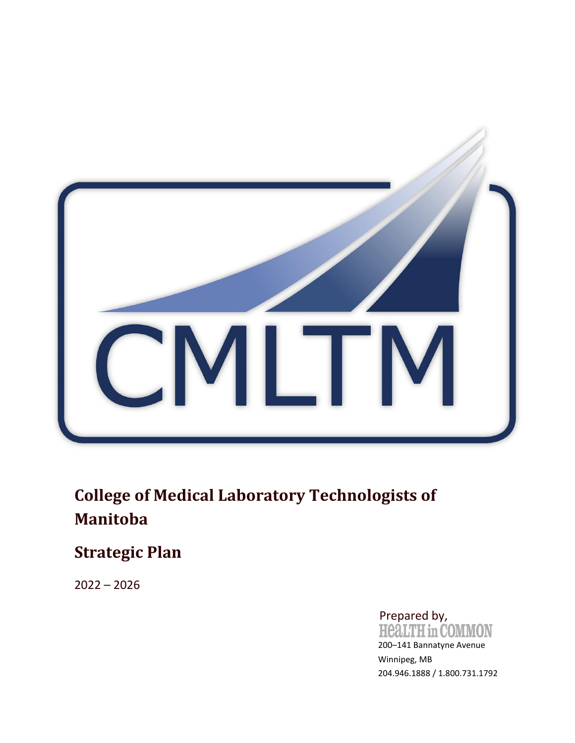CMLTM

# College of Medical Laboratory Technologists of Manitoba

## Strategic Plan

2022 – 2026

Prepared by,
Health in Common
200–141 Bannatyne Avenue
Winnipeg, MB
204.946.1888 / 1.800.731.1792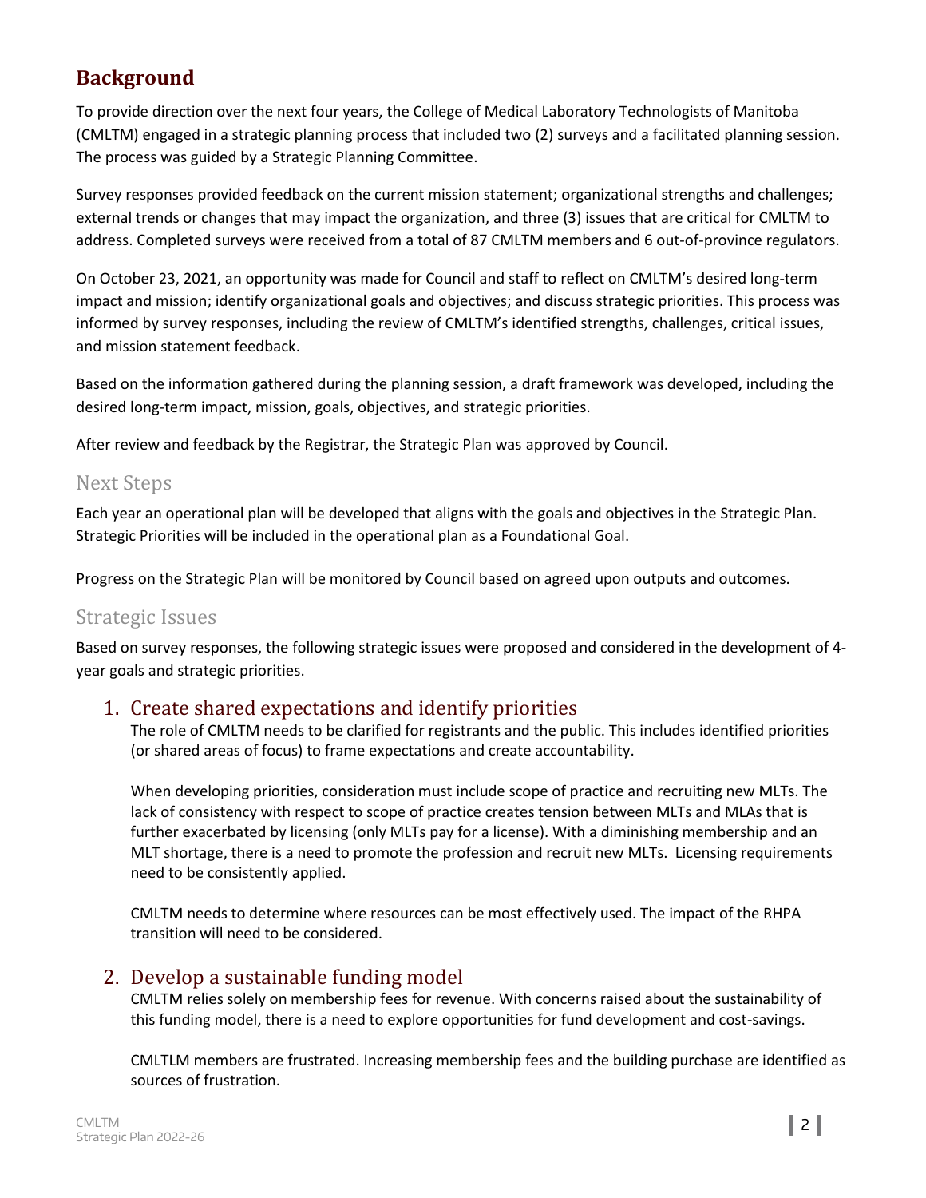## Background

To provide direction over the next four years, the College of Medical Laboratory Technologists of Manitoba (CMLTM) engaged in a strategic planning process that included two (2) surveys and a facilitated planning session. The process was guided by a Strategic Planning Committee.

Survey responses provided feedback on the current mission statement; organizational strengths and challenges; external trends or changes that may impact the organization, and three (3) issues that are critical for CMLTM to address. Completed surveys were received from a total of 87 CMLTM members and 6 out-of-province regulators.

On October 23, 2021, an opportunity was made for Council and staff to reflect on CMLTM's desired long-term impact and mission; identify organizational goals and objectives; and discuss strategic priorities. This process was informed by survey responses, including the review of CMLTM's identified strengths, challenges, critical issues, and mission statement feedback.

Based on the information gathered during the planning session, a draft framework was developed, including the desired long-term impact, mission, goals, objectives, and strategic priorities.

After review and feedback by the Registrar, the Strategic Plan was approved by Council.

### Next Steps

Each year an operational plan will be developed that aligns with the goals and objectives in the Strategic Plan. Strategic Priorities will be included in the operational plan as a Foundational Goal.

Progress on the Strategic Plan will be monitored by Council based on agreed upon outputs and outcomes.

### Strategic Issues

Based on survey responses, the following strategic issues were proposed and considered in the development of 4-year goals and strategic priorities.

#### 1. Create shared expectations and identify priorities

The role of CMLTM needs to be clarified for registrants and the public. This includes identified priorities (or shared areas of focus) to frame expectations and create accountability.

When developing priorities, consideration must include scope of practice and recruiting new MLTs. The lack of consistency with respect to scope of practice creates tension between MLTs and MLAs that is further exacerbated by licensing (only MLTs pay for a license). With a diminishing membership and an MLT shortage, there is a need to promote the profession and recruit new MLTs. Licensing requirements need to be consistently applied.

CMLTM needs to determine where resources can be most effectively used. The impact of the RHPA transition will need to be considered.

#### 2. Develop a sustainable funding model

CMLTM relies solely on membership fees for revenue. With concerns raised about the sustainability of this funding model, there is a need to explore opportunities for fund development and cost-savings.

CMLTLM members are frustrated. Increasing membership fees and the building purchase are identified as sources of frustration.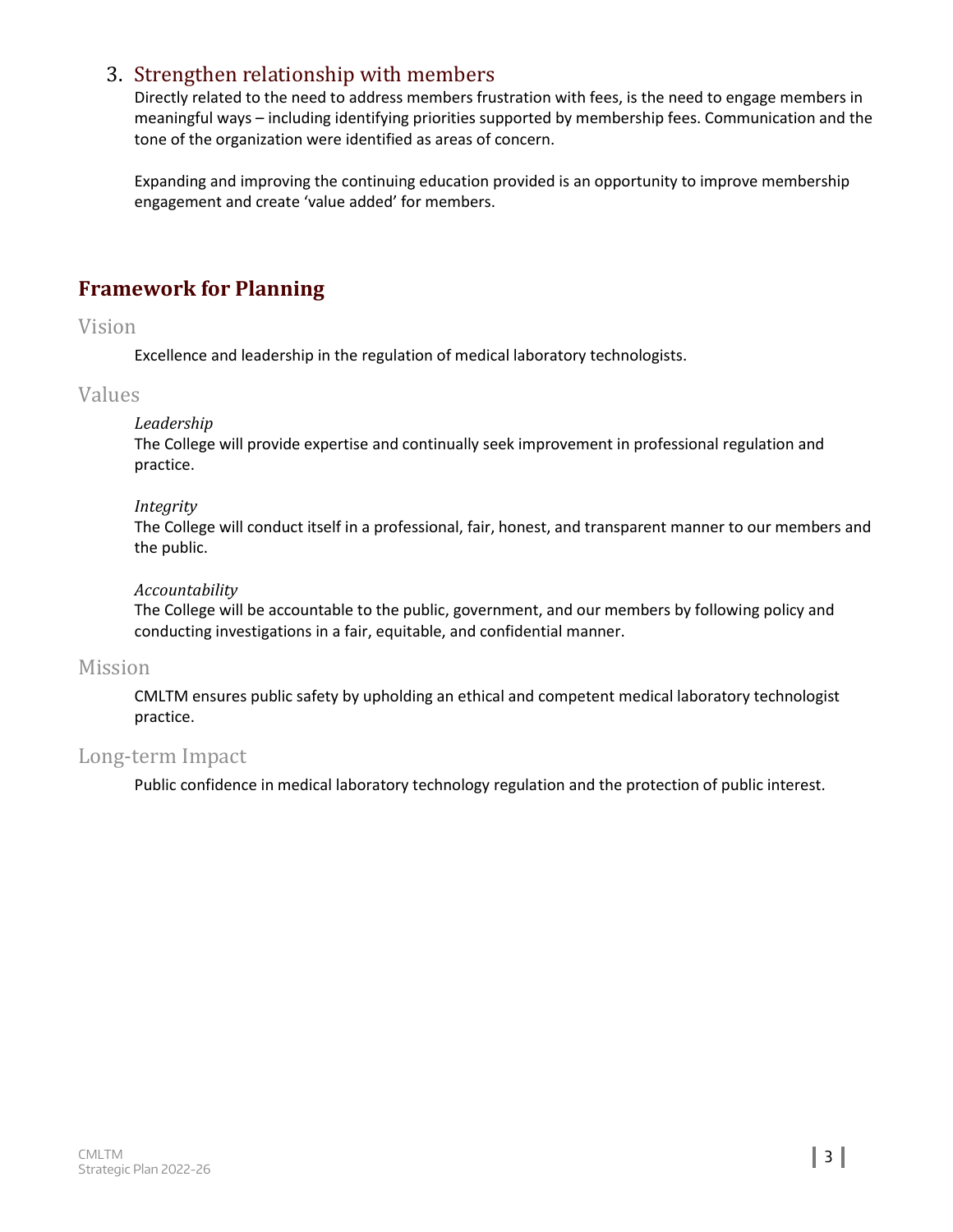### 3. Strengthen relationship with members

Directly related to the need to address members frustration with fees, is the need to engage members in meaningful ways – including identifying priorities supported by membership fees. Communication and the tone of the organization were identified as areas of concern.

Expanding and improving the continuing education provided is an opportunity to improve membership engagement and create 'value added' for members.

## Framework for Planning

### Vision

Excellence and leadership in the regulation of medical laboratory technologists.

### Values

*Leadership*
The College will provide expertise and continually seek improvement in professional regulation and practice.

*Integrity*
The College will conduct itself in a professional, fair, honest, and transparent manner to our members and the public.

*Accountability*
The College will be accountable to the public, government, and our members by following policy and conducting investigations in a fair, equitable, and confidential manner.

### Mission

CMLTM ensures public safety by upholding an ethical and competent medical laboratory technologist practice.

### Long-term Impact

Public confidence in medical laboratory technology regulation and the protection of public interest.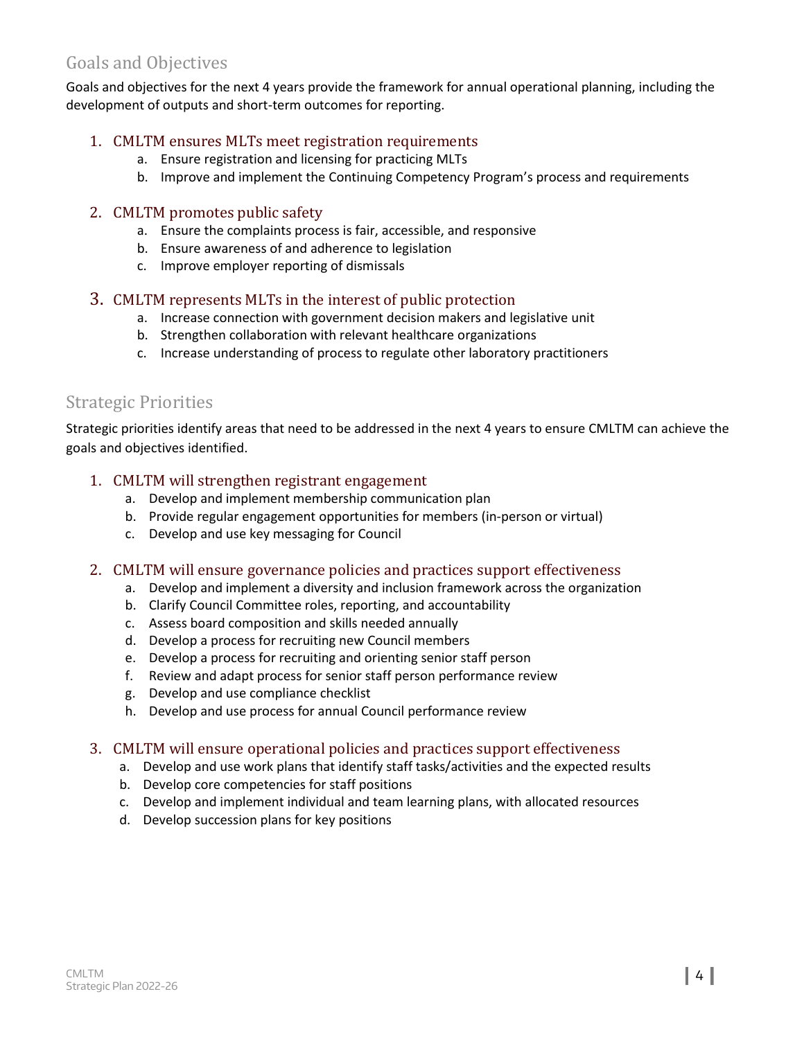## Goals and Objectives

Goals and objectives for the next 4 years provide the framework for annual operational planning, including the development of outputs and short-term outcomes for reporting.

### 1. CMLTM ensures MLTs meet registration requirements

a. Ensure registration and licensing for practicing MLTs
b. Improve and implement the Continuing Competency Program's process and requirements

### 2. CMLTM promotes public safety

a. Ensure the complaints process is fair, accessible, and responsive
b. Ensure awareness of and adherence to legislation
c. Improve employer reporting of dismissals

### 3. CMLTM represents MLTs in the interest of public protection

a. Increase connection with government decision makers and legislative unit
b. Strengthen collaboration with relevant healthcare organizations
c. Increase understanding of process to regulate other laboratory practitioners

## Strategic Priorities

Strategic priorities identify areas that need to be addressed in the next 4 years to ensure CMLTM can achieve the goals and objectives identified.

### 1. CMLTM will strengthen registrant engagement

a. Develop and implement membership communication plan
b. Provide regular engagement opportunities for members (in-person or virtual)
c. Develop and use key messaging for Council

### 2. CMLTM will ensure governance policies and practices support effectiveness

a. Develop and implement a diversity and inclusion framework across the organization
b. Clarify Council Committee roles, reporting, and accountability
c. Assess board composition and skills needed annually
d. Develop a process for recruiting new Council members
e. Develop a process for recruiting and orienting senior staff person
f. Review and adapt process for senior staff person performance review
g. Develop and use compliance checklist
h. Develop and use process for annual Council performance review

### 3. CMLTM will ensure operational policies and practices support effectiveness

a. Develop and use work plans that identify staff tasks/activities and the expected results
b. Develop core competencies for staff positions
c. Develop and implement individual and team learning plans, with allocated resources
d. Develop succession plans for key positions